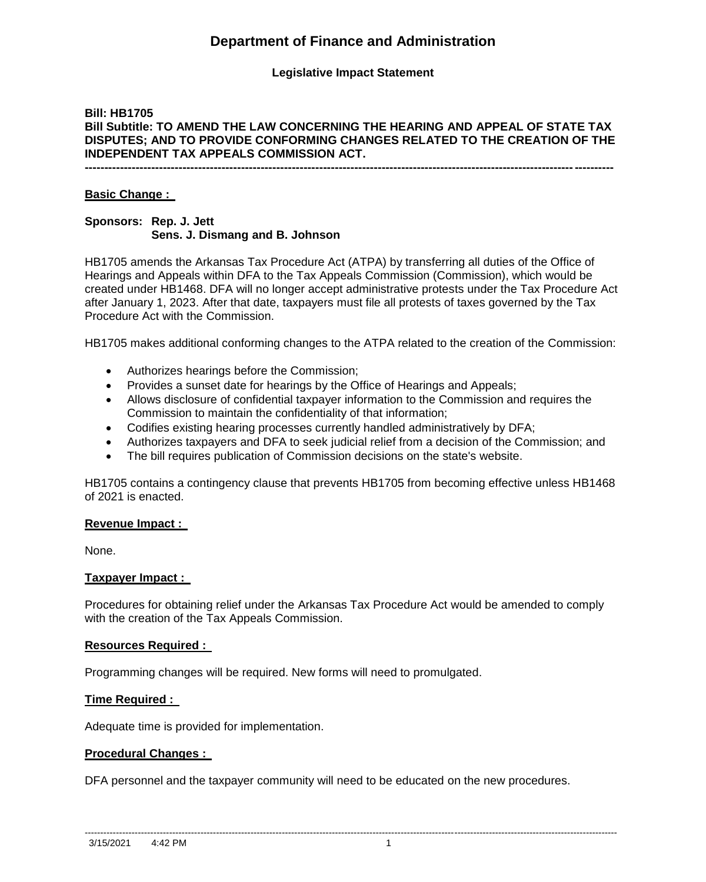# Department of Finance and Administration

**Legislative Impact Statement**

**Bill: HB1705**
**Bill Subtitle: TO AMEND THE LAW CONCERNING THE HEARING AND APPEAL OF STATE TAX DISPUTES; AND TO PROVIDE CONFORMING CHANGES RELATED TO THE CREATION OF THE INDEPENDENT TAX APPEALS COMMISSION ACT.**

---

**Basic Change :**

**Sponsors: Rep. J. Jett**
**Sens. J. Dismang and B. Johnson**

HB1705 amends the Arkansas Tax Procedure Act (ATPA) by transferring all duties of the Office of Hearings and Appeals within DFA to the Tax Appeals Commission (Commission), which would be created under HB1468. DFA will no longer accept administrative protests under the Tax Procedure Act after January 1, 2023. After that date, taxpayers must file all protests of taxes governed by the Tax Procedure Act with the Commission.

HB1705 makes additional conforming changes to the ATPA related to the creation of the Commission:

- Authorizes hearings before the Commission;
- Provides a sunset date for hearings by the Office of Hearings and Appeals;
- Allows disclosure of confidential taxpayer information to the Commission and requires the Commission to maintain the confidentiality of that information;
- Codifies existing hearing processes currently handled administratively by DFA;
- Authorizes taxpayers and DFA to seek judicial relief from a decision of the Commission; and
- The bill requires publication of Commission decisions on the state's website.

HB1705 contains a contingency clause that prevents HB1705 from becoming effective unless HB1468 of 2021 is enacted.

**Revenue Impact :**

None.

**Taxpayer Impact :**

Procedures for obtaining relief under the Arkansas Tax Procedure Act would be amended to comply with the creation of the Tax Appeals Commission.

**Resources Required :**

Programming changes will be required. New forms will need to promulgated.

**Time Required :**

Adequate time is provided for implementation.

**Procedural Changes :**

DFA personnel and the taxpayer community will need to be educated on the new procedures.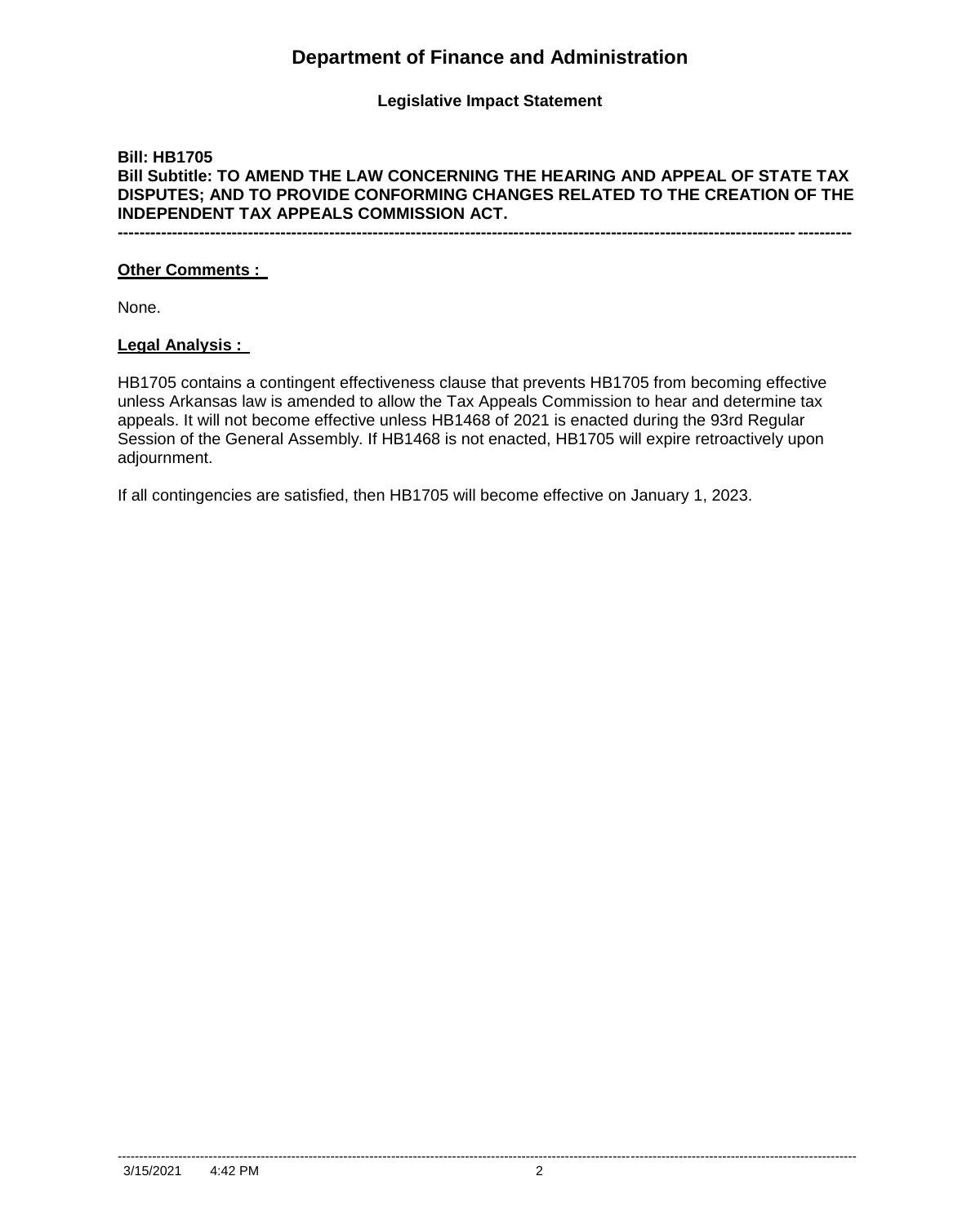# Department of Finance and Administration

**Legislative Impact Statement**

**Bill: HB1705**
**Bill Subtitle: TO AMEND THE LAW CONCERNING THE HEARING AND APPEAL OF STATE TAX DISPUTES; AND TO PROVIDE CONFORMING CHANGES RELATED TO THE CREATION OF THE INDEPENDENT TAX APPEALS COMMISSION ACT.**

---

**Other Comments :**

None.

**Legal Analysis :**

HB1705 contains a contingent effectiveness clause that prevents HB1705 from becoming effective unless Arkansas law is amended to allow the Tax Appeals Commission to hear and determine tax appeals. It will not become effective unless HB1468 of 2021 is enacted during the 93rd Regular Session of the General Assembly. If HB1468 is not enacted, HB1705 will expire retroactively upon adjournment.

If all contingencies are satisfied, then HB1705 will become effective on January 1, 2023.